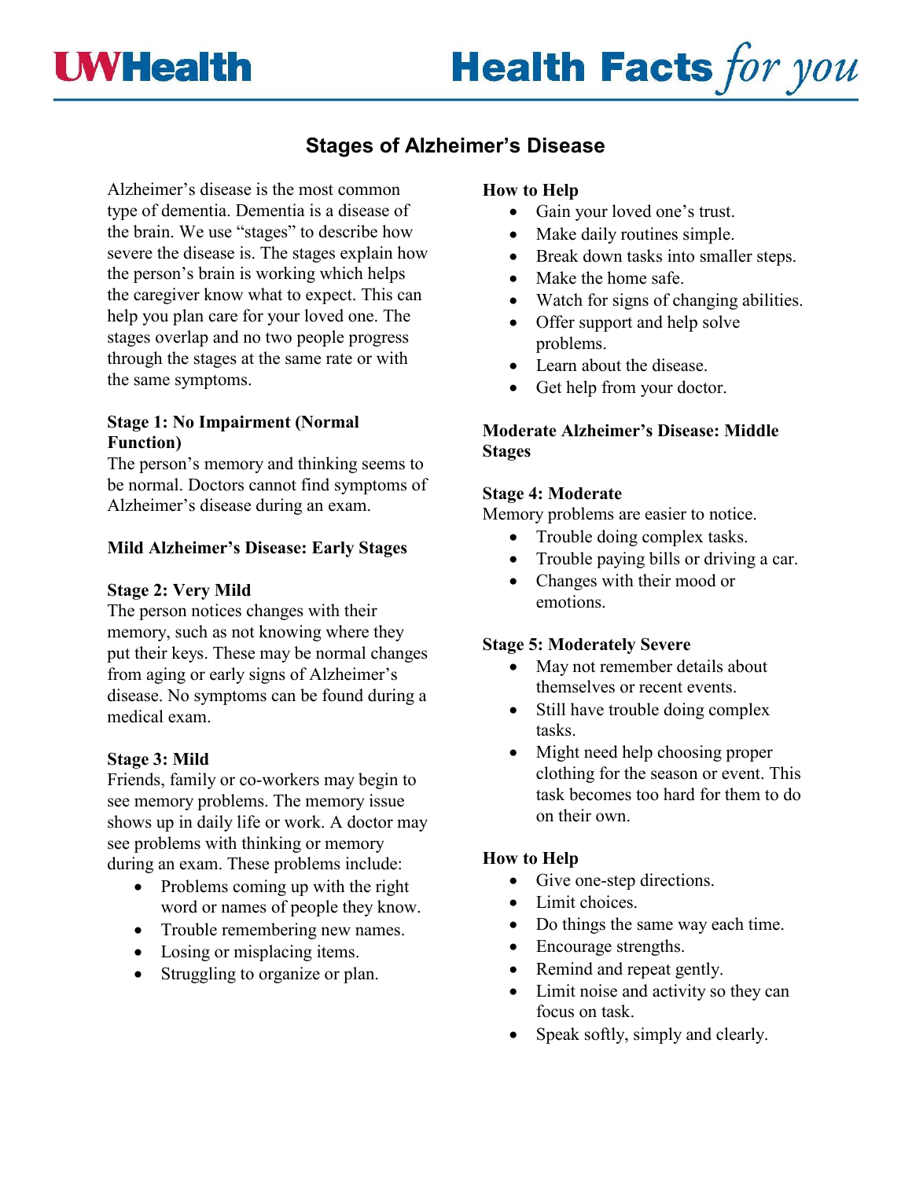# Stages of Alzheimer's Disease

Alzheimer's disease is the most common type of dementia. Dementia is a disease of the brain. We use "stages" to describe how severe the disease is. The stages explain how the person's brain is working which helps the caregiver know what to expect. This can help you plan care for your loved one. The stages overlap and no two people progress through the stages at the same rate or with the same symptoms.

**Stage 1: No Impairment (Normal Function)**
The person's memory and thinking seems to be normal. Doctors cannot find symptoms of Alzheimer's disease during an exam.

## Mild Alzheimer's Disease: Early Stages

**Stage 2: Very Mild**
The person notices changes with their memory, such as not knowing where they put their keys. These may be normal changes from aging or early signs of Alzheimer's disease. No symptoms can be found during a medical exam.

**Stage 3: Mild**
Friends, family or co-workers may begin to see memory problems. The memory issue shows up in daily life or work. A doctor may see problems with thinking or memory during an exam. These problems include:

- Problems coming up with the right word or names of people they know.
- Trouble remembering new names.
- Losing or misplacing items.
- Struggling to organize or plan.

**How to Help**

- Gain your loved one's trust.
- Make daily routines simple.
- Break down tasks into smaller steps.
- Make the home safe.
- Watch for signs of changing abilities.
- Offer support and help solve problems.
- Learn about the disease.
- Get help from your doctor.

## Moderate Alzheimer's Disease: Middle Stages

**Stage 4: Moderate**
Memory problems are easier to notice.

- Trouble doing complex tasks.
- Trouble paying bills or driving a car.
- Changes with their mood or emotions.

**Stage 5: Moderately Severe**

- May not remember details about themselves or recent events.
- Still have trouble doing complex tasks.
- Might need help choosing proper clothing for the season or event. This task becomes too hard for them to do on their own.

**How to Help**

- Give one-step directions.
- Limit choices.
- Do things the same way each time.
- Encourage strengths.
- Remind and repeat gently.
- Limit noise and activity so they can focus on task.
- Speak softly, simply and clearly.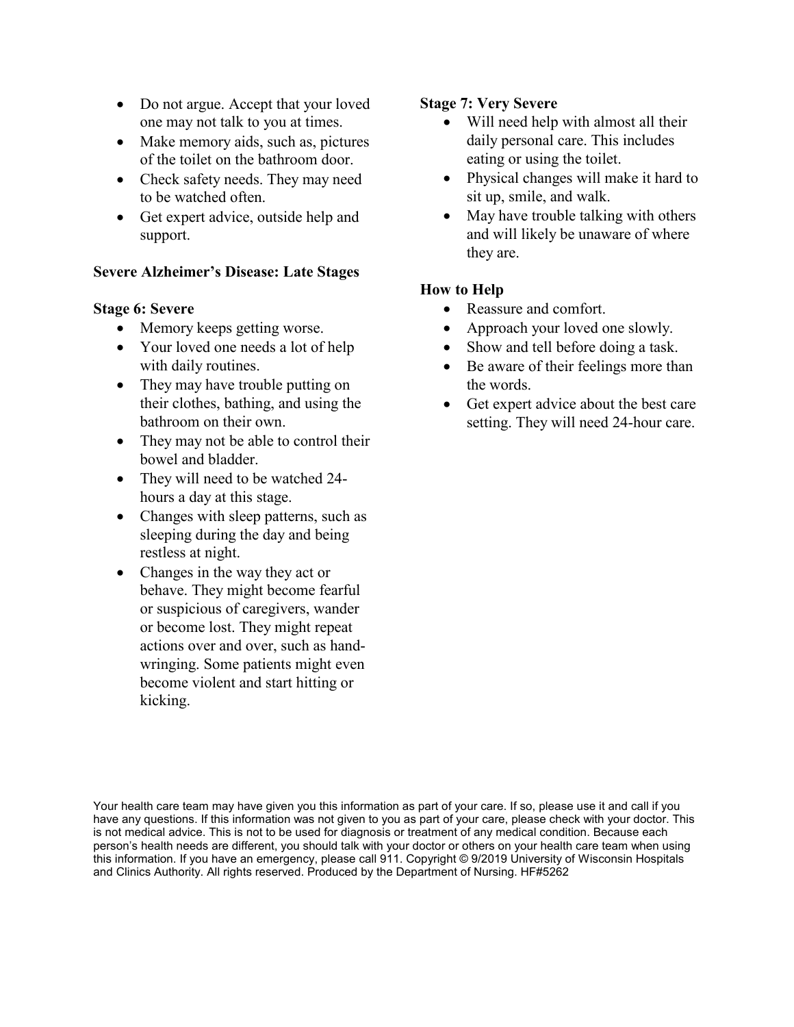- Do not argue. Accept that your loved one may not talk to you at times.
- Make memory aids, such as, pictures of the toilet on the bathroom door.
- Check safety needs. They may need to be watched often.
- Get expert advice, outside help and support.

**Severe Alzheimer's Disease: Late Stages**

**Stage 6: Severe**

- Memory keeps getting worse.
- Your loved one needs a lot of help with daily routines.
- They may have trouble putting on their clothes, bathing, and using the bathroom on their own.
- They may not be able to control their bowel and bladder.
- They will need to be watched 24-hours a day at this stage.
- Changes with sleep patterns, such as sleeping during the day and being restless at night.
- Changes in the way they act or behave. They might become fearful or suspicious of caregivers, wander or become lost. They might repeat actions over and over, such as hand-wringing. Some patients might even become violent and start hitting or kicking.

**Stage 7: Very Severe**

- Will need help with almost all their daily personal care. This includes eating or using the toilet.
- Physical changes will make it hard to sit up, smile, and walk.
- May have trouble talking with others and will likely be unaware of where they are.

**How to Help**

- Reassure and comfort.
- Approach your loved one slowly.
- Show and tell before doing a task.
- Be aware of their feelings more than the words.
- Get expert advice about the best care setting. They will need 24-hour care.

Your health care team may have given you this information as part of your care. If so, please use it and call if you have any questions. If this information was not given to you as part of your care, please check with your doctor. This is not medical advice. This is not to be used for diagnosis or treatment of any medical condition. Because each person's health needs are different, you should talk with your doctor or others on your health care team when using this information. If you have an emergency, please call 911. Copyright © 9/2019 University of Wisconsin Hospitals and Clinics Authority. All rights reserved. Produced by the Department of Nursing. HF#5262